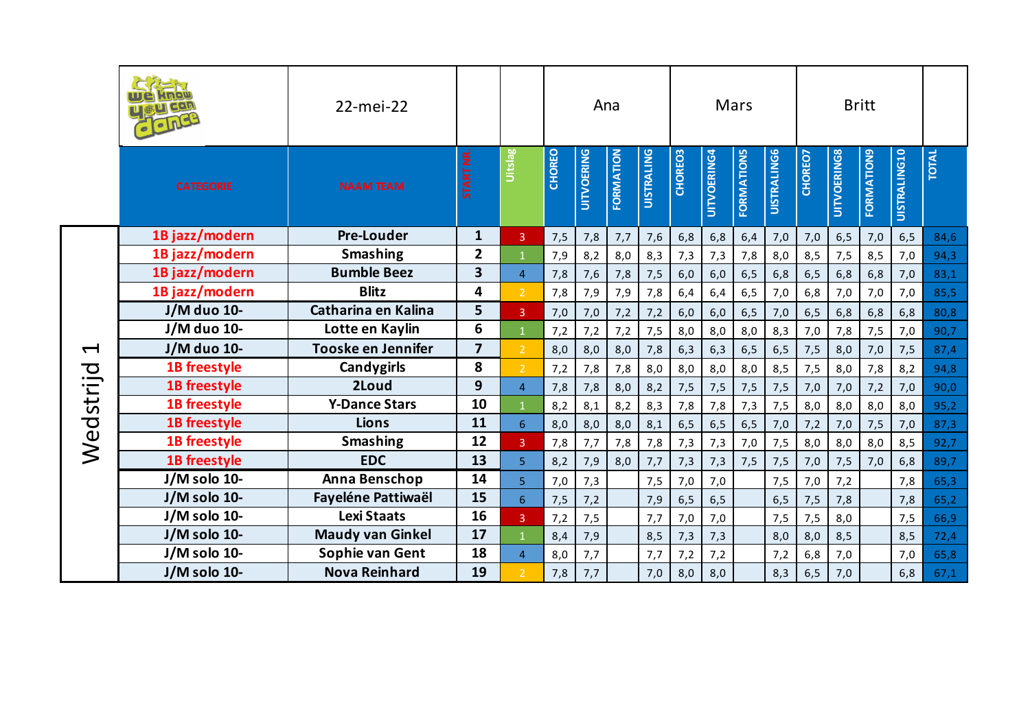| | 22-mei-22 | | | Ana | | | | Mars | | | | Britt | | | | |
|---|---|---|---|---|---|---|---|---|---|---|---|---|---|---|---|---|
| CATEGORIE | NAAM TEAM | STARTNR. | Uitslag | CHOREO | UITVOERING | FORMATION | UISTRALING | CHOREO3 | UITVOERING4 | FORMATION5 | UISTRALING6 | CHOREO7 | UITVOERING8 | FORMATION9 | UISTRALING10 | TOTAL |
| 1B jazz/modern | Pre-Louder | 1 | 3 | 7,5 | 7,8 | 7,7 | 7,6 | 6,8 | 6,8 | 6,4 | 7,0 | 7,0 | 6,5 | 7,0 | 6,5 | 84,6 |
| 1B jazz/modern | Smashing | 2 | 1 | 7,9 | 8,2 | 8,0 | 8,3 | 7,3 | 7,3 | 7,8 | 8,0 | 8,5 | 7,5 | 8,5 | 7,0 | 94,3 |
| 1B jazz/modern | Bumble Beez | 3 | 4 | 7,8 | 7,6 | 7,8 | 7,5 | 6,0 | 6,0 | 6,5 | 6,8 | 6,5 | 6,8 | 6,8 | 7,0 | 83,1 |
| 1B jazz/modern | Blitz | 4 | 2 | 7,8 | 7,9 | 7,9 | 7,8 | 6,4 | 6,4 | 6,5 | 7,0 | 6,8 | 7,0 | 7,0 | 7,0 | 85,5 |
| J/M duo 10- | Catharina en Kalina | 5 | 3 | 7,0 | 7,0 | 7,2 | 7,2 | 6,0 | 6,0 | 6,5 | 7,0 | 6,5 | 6,8 | 6,8 | 6,8 | 80,8 |
| J/M duo 10- | Lotte en Kaylin | 6 | 1 | 7,2 | 7,2 | 7,2 | 7,5 | 8,0 | 8,0 | 8,0 | 8,3 | 7,0 | 7,8 | 7,5 | 7,0 | 90,7 |
| J/M duo 10- | Tooske en Jennifer | 7 | 2 | 8,0 | 8,0 | 8,0 | 7,8 | 6,3 | 6,3 | 6,5 | 6,5 | 7,5 | 8,0 | 7,0 | 7,5 | 87,4 |
| 1B freestyle | Candygirls | 8 | 2 | 7,2 | 7,8 | 7,8 | 8,0 | 8,0 | 8,0 | 8,0 | 8,5 | 7,5 | 8,0 | 7,8 | 8,2 | 94,8 |
| 1B freestyle | 2Loud | 9 | 4 | 7,8 | 7,8 | 8,0 | 8,2 | 7,5 | 7,5 | 7,5 | 7,5 | 7,0 | 7,0 | 7,2 | 7,0 | 90,0 |
| 1B freestyle | Y-Dance Stars | 10 | 1 | 8,2 | 8,1 | 8,2 | 8,3 | 7,8 | 7,8 | 7,3 | 7,5 | 8,0 | 8,0 | 8,0 | 8,0 | 95,2 |
| 1B freestyle | Lions | 11 | 6 | 8,0 | 8,0 | 8,0 | 8,1 | 6,5 | 6,5 | 6,5 | 7,0 | 7,2 | 7,0 | 7,5 | 7,0 | 87,3 |
| 1B freestyle | Smashing | 12 | 3 | 7,8 | 7,7 | 7,8 | 7,8 | 7,3 | 7,3 | 7,0 | 7,5 | 8,0 | 8,0 | 8,0 | 8,5 | 92,7 |
| 1B freestyle | EDC | 13 | 5 | 8,2 | 7,9 | 8,0 | 7,7 | 7,3 | 7,3 | 7,5 | 7,5 | 7,0 | 7,5 | 7,0 | 6,8 | 89,7 |
| J/M solo 10- | Anna Benschop | 14 | 5 | 7,0 | 7,3 | | 7,5 | 7,0 | 7,0 | | 7,5 | 7,0 | 7,2 | | 7,8 | 65,3 |
| J/M solo 10- | Fayeléne Pattiwaël | 15 | 6 | 7,5 | 7,2 | | 7,9 | 6,5 | 6,5 | | 6,5 | 7,5 | 7,8 | | 7,8 | 65,2 |
| J/M solo 10- | Lexi Staats | 16 | 3 | 7,2 | 7,5 | | 7,7 | 7,0 | 7,0 | | 7,5 | 7,5 | 8,0 | | 7,5 | 66,9 |
| J/M solo 10- | Maudy van Ginkel | 17 | 1 | 8,4 | 7,9 | | 8,5 | 7,3 | 7,3 | | 8,0 | 8,0 | 8,5 | | 8,5 | 72,4 |
| J/M solo 10- | Sophie van Gent | 18 | 4 | 8,0 | 7,7 | | 7,7 | 7,2 | 7,2 | | 7,2 | 6,8 | 7,0 | | 7,0 | 65,8 |
| J/M solo 10- | Nova Reinhard | 19 | 2 | 7,8 | 7,7 | | 7,0 | 8,0 | 8,0 | | 8,3 | 6,5 | 7,0 | | 6,8 | 67,1 |

Wedstrijd 1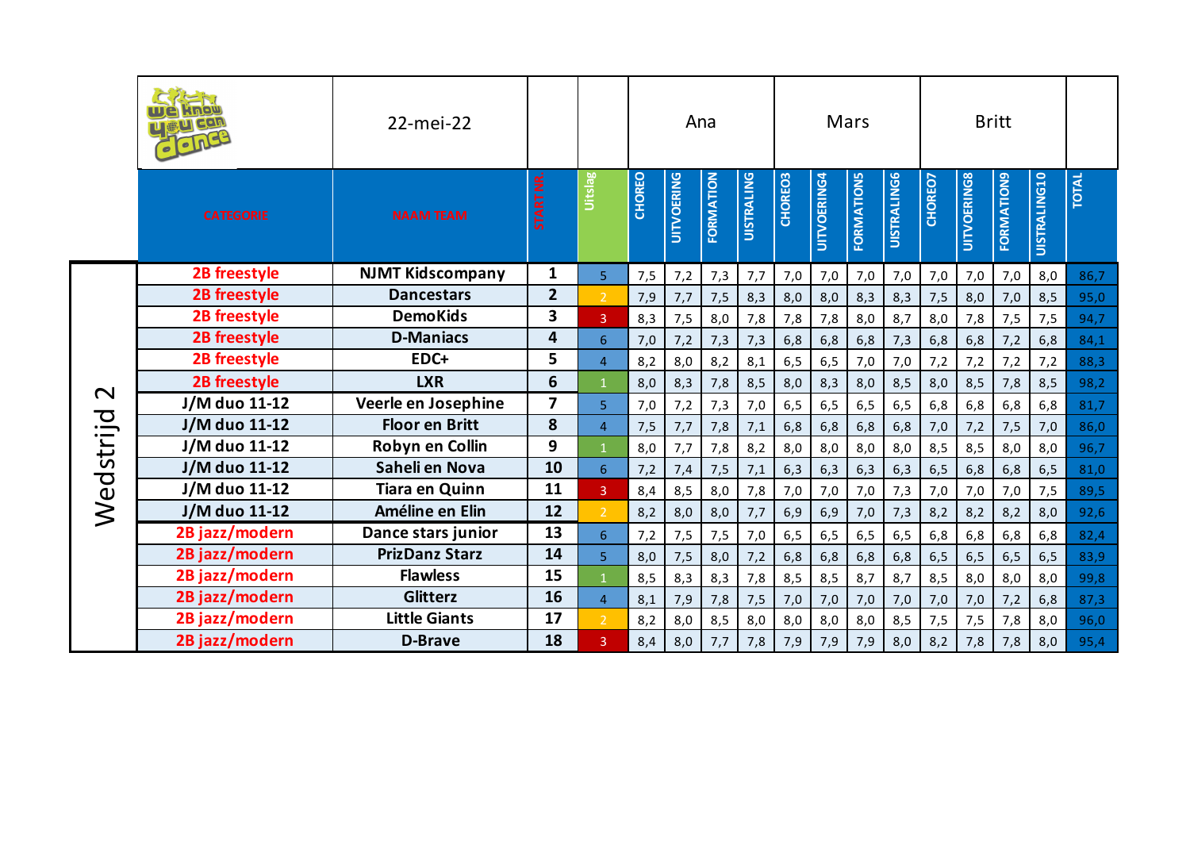| Wedstrijd 2 | 22-mei-22 | | | Ana | | | | Mars | | | | Britt | | | | |
|---|---|---|---|---|---|---|---|---|---|---|---|---|---|---|---|---|
| CATEGORIE | NAAM TEAM | STARTNR. | Uitslag | CHOREO | UITVOERING | FORMATION | UISTRALING | CHOREO3 | UITVOERING4 | FORMATION5 | UISTRALING6 | CHOREO7 | UITVOERING8 | FORMATION9 | UISTRALING10 | TOTAL |
| 2B freestyle | NJMT Kidscompany | 1 | 5 | 7,5 | 7,2 | 7,3 | 7,7 | 7,0 | 7,0 | 7,0 | 7,0 | 7,0 | 7,0 | 7,0 | 8,0 | 86,7 |
| 2B freestyle | Dancestars | 2 | 2 | 7,9 | 7,7 | 7,5 | 8,3 | 8,0 | 8,0 | 8,3 | 8,3 | 7,5 | 8,0 | 7,0 | 8,5 | 95,0 |
| 2B freestyle | DemoKids | 3 | 3 | 8,3 | 7,5 | 8,0 | 7,8 | 7,8 | 7,8 | 8,0 | 8,7 | 8,0 | 7,8 | 7,5 | 7,5 | 94,7 |
| 2B freestyle | D-Maniacs | 4 | 6 | 7,0 | 7,2 | 7,3 | 7,3 | 6,8 | 6,8 | 6,8 | 7,3 | 6,8 | 6,8 | 7,2 | 6,8 | 84,1 |
| 2B freestyle | EDC+ | 5 | 4 | 8,2 | 8,0 | 8,2 | 8,1 | 6,5 | 6,5 | 7,0 | 7,0 | 7,2 | 7,2 | 7,2 | 7,2 | 88,3 |
| 2B freestyle | LXR | 6 | 1 | 8,0 | 8,3 | 7,8 | 8,5 | 8,0 | 8,3 | 8,0 | 8,5 | 8,0 | 8,5 | 7,8 | 8,5 | 98,2 |
| J/M duo 11-12 | Veerle en Josephine | 7 | 5 | 7,0 | 7,2 | 7,3 | 7,0 | 6,5 | 6,5 | 6,5 | 6,5 | 6,8 | 6,8 | 6,8 | 6,8 | 81,7 |
| J/M duo 11-12 | Floor en Britt | 8 | 4 | 7,5 | 7,7 | 7,8 | 7,1 | 6,8 | 6,8 | 6,8 | 6,8 | 7,0 | 7,2 | 7,5 | 7,0 | 86,0 |
| J/M duo 11-12 | Robyn en Collin | 9 | 1 | 8,0 | 7,7 | 7,8 | 8,2 | 8,0 | 8,0 | 8,0 | 8,0 | 8,5 | 8,5 | 8,0 | 8,0 | 96,7 |
| J/M duo 11-12 | Saheli en Nova | 10 | 6 | 7,2 | 7,4 | 7,5 | 7,1 | 6,3 | 6,3 | 6,3 | 6,3 | 6,5 | 6,8 | 6,8 | 6,5 | 81,0 |
| J/M duo 11-12 | Tiara en Quinn | 11 | 3 | 8,4 | 8,5 | 8,0 | 7,8 | 7,0 | 7,0 | 7,0 | 7,3 | 7,0 | 7,0 | 7,0 | 7,5 | 89,5 |
| J/M duo 11-12 | Améline en Elin | 12 | 2 | 8,2 | 8,0 | 8,0 | 7,7 | 6,9 | 6,9 | 7,0 | 7,3 | 8,2 | 8,2 | 8,2 | 8,0 | 92,6 |
| 2B jazz/modern | Dance stars junior | 13 | 6 | 7,2 | 7,5 | 7,5 | 7,0 | 6,5 | 6,5 | 6,5 | 6,5 | 6,8 | 6,8 | 6,8 | 6,8 | 82,4 |
| 2B jazz/modern | PrizDanz Starz | 14 | 5 | 8,0 | 7,5 | 8,0 | 7,2 | 6,8 | 6,8 | 6,8 | 6,8 | 6,5 | 6,5 | 6,5 | 6,5 | 83,9 |
| 2B jazz/modern | Flawless | 15 | 1 | 8,5 | 8,3 | 8,3 | 7,8 | 8,5 | 8,5 | 8,7 | 8,7 | 8,5 | 8,0 | 8,0 | 8,0 | 99,8 |
| 2B jazz/modern | Glitterz | 16 | 4 | 8,1 | 7,9 | 7,8 | 7,5 | 7,0 | 7,0 | 7,0 | 7,0 | 7,0 | 7,0 | 7,2 | 6,8 | 87,3 |
| 2B jazz/modern | Little Giants | 17 | 2 | 8,2 | 8,0 | 8,5 | 8,0 | 8,0 | 8,0 | 8,0 | 8,5 | 7,5 | 7,5 | 7,8 | 8,0 | 96,0 |
| 2B jazz/modern | D-Brave | 18 | 3 | 8,4 | 8,0 | 7,7 | 7,8 | 7,9 | 7,9 | 7,9 | 8,0 | 8,2 | 7,8 | 7,8 | 8,0 | 95,4 |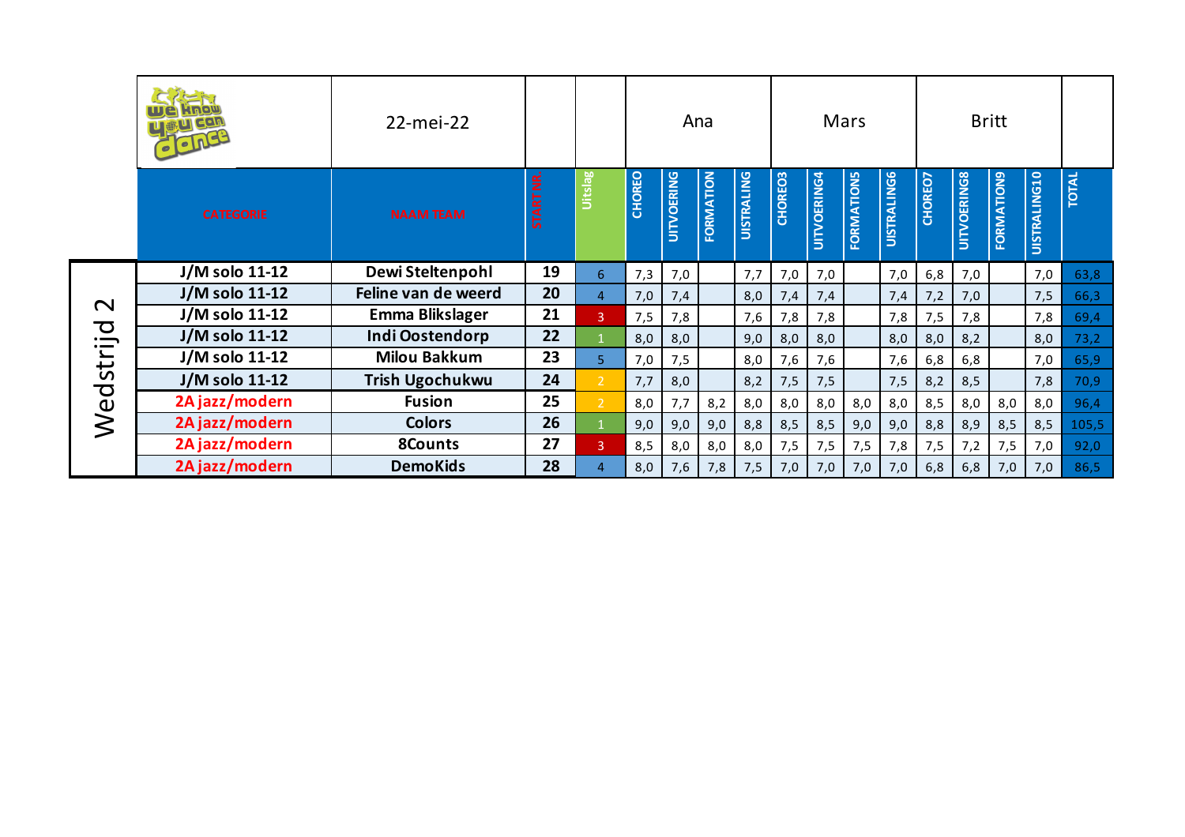| Wedstrijd 2 | 22-mei-22 | | | Ana | | | | Mars | | | | Britt | | | | |
|---|---|---|---|---|---|---|---|---|---|---|---|---|---|---|---|---|
| CATEGORIE | NAAM TEAM | STARTNR. | Uitslag | CHOREO | UITVOERING | FORMATION | UISTRALING | CHOREO3 | UITVOERING4 | FORMATION5 | UISTRALING6 | CHOREO7 | UITVOERING8 | FORMATION9 | UISTRALING10 | TOTAL |
| J/M solo 11-12 | Dewi Steltenpohl | 19 | 6 | 7,3 | 7,0 | | 7,7 | 7,0 | 7,0 | | 7,0 | 6,8 | 7,0 | | 7,0 | 63,8 |
| J/M solo 11-12 | Feline van de weerd | 20 | 4 | 7,0 | 7,4 | | 8,0 | 7,4 | 7,4 | | 7,4 | 7,2 | 7,0 | | 7,5 | 66,3 |
| J/M solo 11-12 | Emma Blikslager | 21 | 3 | 7,5 | 7,8 | | 7,6 | 7,8 | 7,8 | | 7,8 | 7,5 | 7,8 | | 7,8 | 69,4 |
| J/M solo 11-12 | Indi Oostendorp | 22 | 1 | 8,0 | 8,0 | | 9,0 | 8,0 | 8,0 | | 8,0 | 8,0 | 8,2 | | 8,0 | 73,2 |
| J/M solo 11-12 | Milou Bakkum | 23 | 5 | 7,0 | 7,5 | | 8,0 | 7,6 | 7,6 | | 7,6 | 6,8 | 6,8 | | 7,0 | 65,9 |
| J/M solo 11-12 | Trish Ugochukwu | 24 | 2 | 7,7 | 8,0 | | 8,2 | 7,5 | 7,5 | | 7,5 | 8,2 | 8,5 | | 7,8 | 70,9 |
| 2A jazz/modern | Fusion | 25 | 2 | 8,0 | 7,7 | 8,2 | 8,0 | 8,0 | 8,0 | 8,0 | 8,0 | 8,5 | 8,0 | 8,0 | 8,0 | 96,4 |
| 2A jazz/modern | Colors | 26 | 1 | 9,0 | 9,0 | 9,0 | 8,8 | 8,5 | 8,5 | 9,0 | 9,0 | 8,8 | 8,9 | 8,5 | 8,5 | 105,5 |
| 2A jazz/modern | 8Counts | 27 | 3 | 8,5 | 8,0 | 8,0 | 8,0 | 7,5 | 7,5 | 7,5 | 7,8 | 7,5 | 7,2 | 7,5 | 7,0 | 92,0 |
| 2A jazz/modern | DemoKids | 28 | 4 | 8,0 | 7,6 | 7,8 | 7,5 | 7,0 | 7,0 | 7,0 | 7,0 | 6,8 | 6,8 | 7,0 | 7,0 | 86,5 |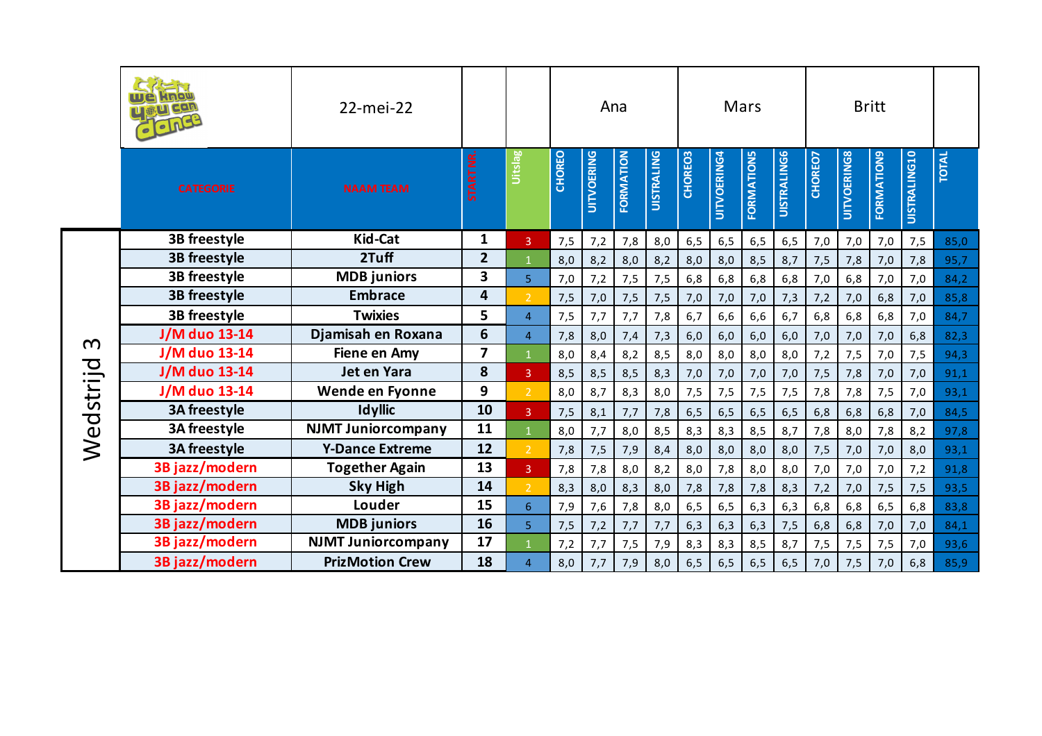| | 22-mei-22 | | | Ana | | | | Mars | | | | Britt | | | | |
|---|---|---|---|---|---|---|---|---|---|---|---|---|---|---|---|---|
| CATEGORIE | NAAM TEAM | STARTNR. | Uitslag | CHOREO | UITVOERING | FORMATION | UISTRALING | CHOREO3 | UITVOERING4 | FORMATION5 | UISTRALING6 | CHOREO7 | UITVOERING8 | FORMATION9 | UISTRALING10 | TOTAL |
| 3B freestyle | Kid-Cat | 1 | 3 | 7,5 | 7,2 | 7,8 | 8,0 | 6,5 | 6,5 | 6,5 | 6,5 | 7,0 | 7,0 | 7,0 | 7,5 | 85,0 |
| 3B freestyle | 2Tuff | 2 | 1 | 8,0 | 8,2 | 8,0 | 8,2 | 8,0 | 8,0 | 8,5 | 8,7 | 7,5 | 7,8 | 7,0 | 7,8 | 95,7 |
| 3B freestyle | MDB juniors | 3 | 5 | 7,0 | 7,2 | 7,5 | 7,5 | 6,8 | 6,8 | 6,8 | 6,8 | 7,0 | 6,8 | 7,0 | 7,0 | 84,2 |
| 3B freestyle | Embrace | 4 | 2 | 7,5 | 7,0 | 7,5 | 7,5 | 7,0 | 7,0 | 7,0 | 7,3 | 7,2 | 7,0 | 6,8 | 7,0 | 85,8 |
| 3B freestyle | Twixies | 5 | 4 | 7,5 | 7,7 | 7,7 | 7,8 | 6,7 | 6,6 | 6,6 | 6,7 | 6,8 | 6,8 | 6,8 | 7,0 | 84,7 |
| J/M duo 13-14 | Djamisah en Roxana | 6 | 4 | 7,8 | 8,0 | 7,4 | 7,3 | 6,0 | 6,0 | 6,0 | 6,0 | 7,0 | 7,0 | 7,0 | 6,8 | 82,3 |
| J/M duo 13-14 | Fiene en Amy | 7 | 1 | 8,0 | 8,4 | 8,2 | 8,5 | 8,0 | 8,0 | 8,0 | 8,0 | 7,2 | 7,5 | 7,0 | 7,5 | 94,3 |
| J/M duo 13-14 | Jet en Yara | 8 | 3 | 8,5 | 8,5 | 8,5 | 8,3 | 7,0 | 7,0 | 7,0 | 7,0 | 7,5 | 7,8 | 7,0 | 7,0 | 91,1 |
| J/M duo 13-14 | Wende en Fyonne | 9 | 2 | 8,0 | 8,7 | 8,3 | 8,0 | 7,5 | 7,5 | 7,5 | 7,5 | 7,8 | 7,8 | 7,5 | 7,0 | 93,1 |
| 3A freestyle | Idyllic | 10 | 3 | 7,5 | 8,1 | 7,7 | 7,8 | 6,5 | 6,5 | 6,5 | 6,5 | 6,8 | 6,8 | 6,8 | 7,0 | 84,5 |
| 3A freestyle | NJMT Juniorcompany | 11 | 1 | 8,0 | 7,7 | 8,0 | 8,5 | 8,3 | 8,3 | 8,5 | 8,7 | 7,8 | 8,0 | 7,8 | 8,2 | 97,8 |
| 3A freestyle | Y-Dance Extreme | 12 | 2 | 7,8 | 7,5 | 7,9 | 8,4 | 8,0 | 8,0 | 8,0 | 8,0 | 7,5 | 7,0 | 7,0 | 8,0 | 93,1 |
| 3B jazz/modern | Together Again | 13 | 3 | 7,8 | 7,8 | 8,0 | 8,2 | 8,0 | 7,8 | 8,0 | 8,0 | 7,0 | 7,0 | 7,0 | 7,2 | 91,8 |
| 3B jazz/modern | Sky High | 14 | 2 | 8,3 | 8,0 | 8,3 | 8,0 | 7,8 | 7,8 | 7,8 | 8,3 | 7,2 | 7,0 | 7,5 | 7,5 | 93,5 |
| 3B jazz/modern | Louder | 15 | 6 | 7,9 | 7,6 | 7,8 | 8,0 | 6,5 | 6,5 | 6,3 | 6,3 | 6,8 | 6,8 | 6,5 | 6,8 | 83,8 |
| 3B jazz/modern | MDB juniors | 16 | 5 | 7,5 | 7,2 | 7,7 | 7,7 | 6,3 | 6,3 | 6,3 | 7,5 | 6,8 | 6,8 | 7,0 | 7,0 | 84,1 |
| 3B jazz/modern | NJMT Juniorcompany | 17 | 1 | 7,2 | 7,7 | 7,5 | 7,9 | 8,3 | 8,3 | 8,5 | 8,7 | 7,5 | 7,5 | 7,5 | 7,0 | 93,6 |
| 3B jazz/modern | PrizMotion Crew | 18 | 4 | 8,0 | 7,7 | 7,9 | 8,0 | 6,5 | 6,5 | 6,5 | 6,5 | 7,0 | 7,5 | 7,0 | 6,8 | 85,9 |

Wedstrijd 3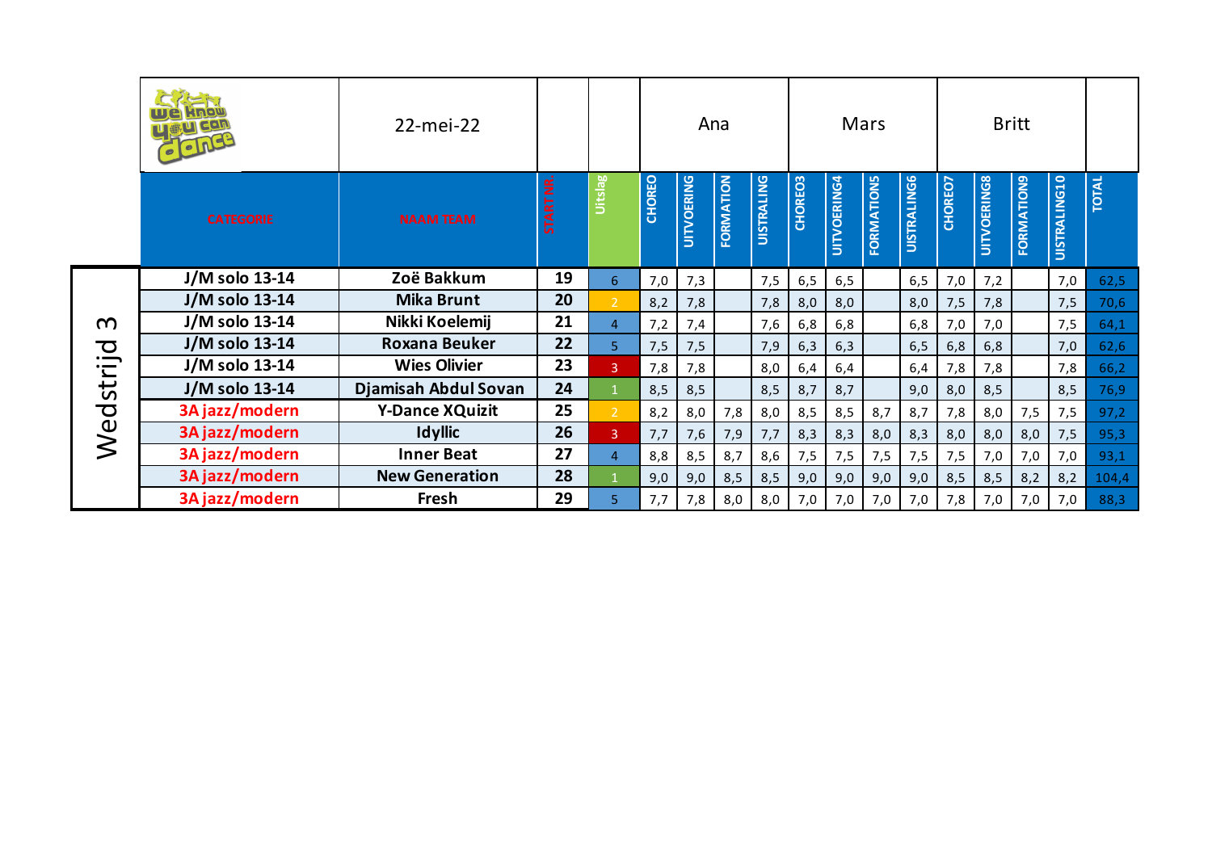| | 22-mei-22 | | | Ana | | | | Mars | | | | Britt | | | | |
|---|---|---|---|---|---|---|---|---|---|---|---|---|---|---|---|---|
| **CATEGORIE** | **NAAM TEAM** | **STARTNR.** | **Uitslag** | **CHOREO** | **UITVOERING** | **FORMATION** | **UISTRALING** | **CHOREO3** | **UITVOERING4** | **FORMATION5** | **UISTRALING6** | **CHOREO7** | **UITVOERING8** | **FORMATION9** | **UISTRALING10** | **TOTAL** |
| J/M solo 13-14 | Zoë Bakkum | 19 | 6 | 7,0 | 7,3 | | 7,5 | 6,5 | 6,5 | | 6,5 | 7,0 | 7,2 | | 7,0 | 62,5 |
| J/M solo 13-14 | Mika Brunt | 20 | 2 | 8,2 | 7,8 | | 7,8 | 8,0 | 8,0 | | 8,0 | 7,5 | 7,8 | | 7,5 | 70,6 |
| J/M solo 13-14 | Nikki Koelemij | 21 | 4 | 7,2 | 7,4 | | 7,6 | 6,8 | 6,8 | | 6,8 | 7,0 | 7,0 | | 7,5 | 64,1 |
| J/M solo 13-14 | Roxana Beuker | 22 | 5 | 7,5 | 7,5 | | 7,9 | 6,3 | 6,3 | | 6,5 | 6,8 | 6,8 | | 7,0 | 62,6 |
| J/M solo 13-14 | Wies Olivier | 23 | 3 | 7,8 | 7,8 | | 8,0 | 6,4 | 6,4 | | 6,4 | 7,8 | 7,8 | | 7,8 | 66,2 |
| J/M solo 13-14 | Djamisah Abdul Sovan | 24 | 1 | 8,5 | 8,5 | | 8,5 | 8,7 | 8,7 | | 9,0 | 8,0 | 8,5 | | 8,5 | 76,9 |
| 3A jazz/modern | Y-Dance XQuizit | 25 | 2 | 8,2 | 8,0 | 7,8 | 8,0 | 8,5 | 8,5 | 8,7 | 8,7 | 7,8 | 8,0 | 7,5 | 7,5 | 97,2 |
| 3A jazz/modern | Idyllic | 26 | 3 | 7,7 | 7,6 | 7,9 | 7,7 | 8,3 | 8,3 | 8,0 | 8,3 | 8,0 | 8,0 | 8,0 | 7,5 | 95,3 |
| 3A jazz/modern | Inner Beat | 27 | 4 | 8,8 | 8,5 | 8,7 | 8,6 | 7,5 | 7,5 | 7,5 | 7,5 | 7,5 | 7,0 | 7,0 | 7,0 | 93,1 |
| 3A jazz/modern | New Generation | 28 | 1 | 9,0 | 9,0 | 8,5 | 8,5 | 9,0 | 9,0 | 9,0 | 9,0 | 8,5 | 8,5 | 8,2 | 8,2 | 104,4 |
| 3A jazz/modern | Fresh | 29 | 5 | 7,7 | 7,8 | 8,0 | 8,0 | 7,0 | 7,0 | 7,0 | 7,0 | 7,8 | 7,0 | 7,0 | 7,0 | 88,3 |

Wedstrijd 3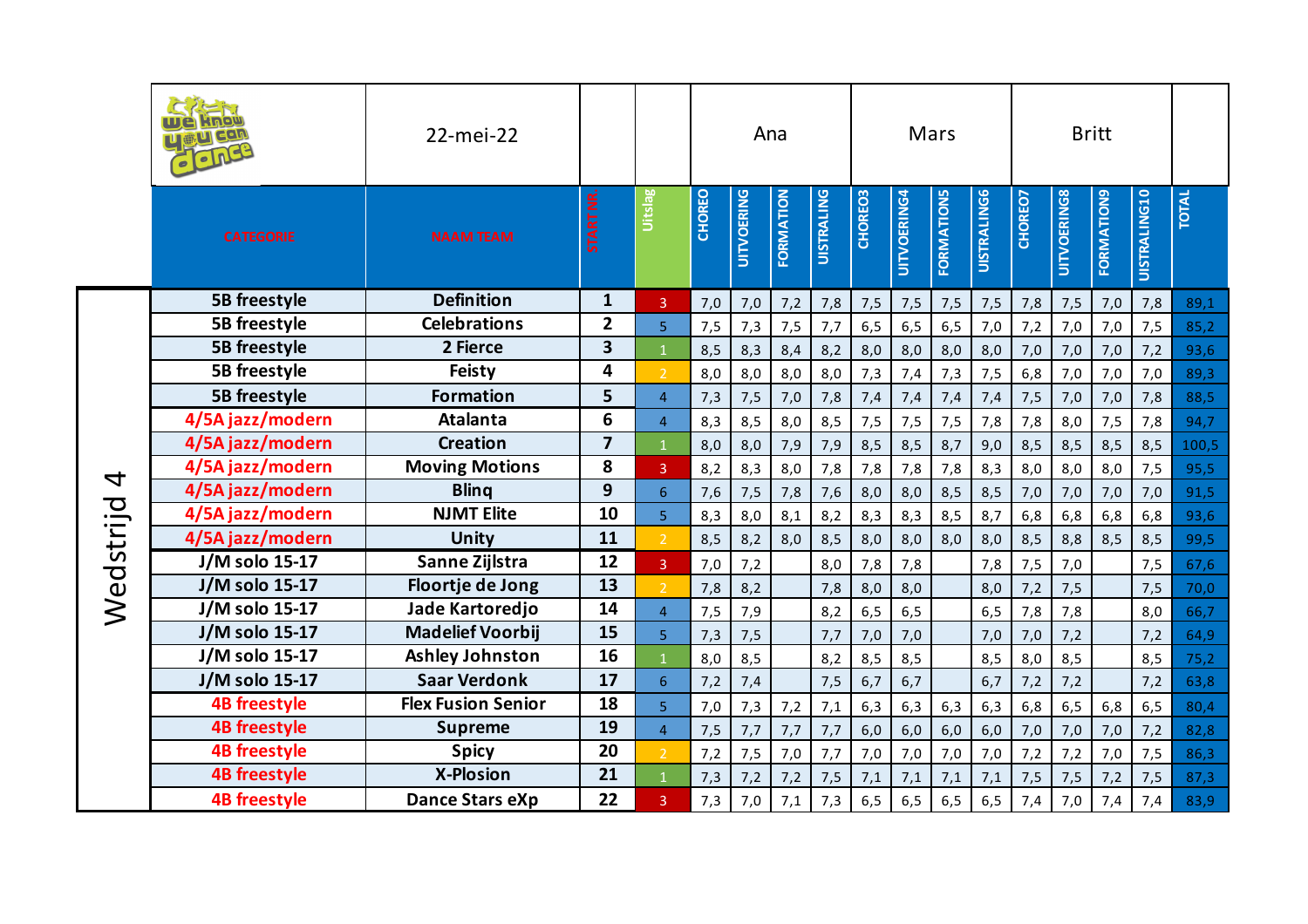| | 22-mei-22 | | | Ana | | | | Mars | | | | Britt | | | | |
|---|---|---|---|---|---|---|---|---|---|---|---|---|---|---|---|---|
| CATEGORIE | NAAM TEAM | STARTNR. | Uitslag | CHOREO | UITVOERING | FORMATION | UISTRALING | CHOREO3 | UITVOERING4 | FORMATION5 | UISTRALING6 | CHOREO7 | UITVOERING8 | FORMATION9 | UISTRALING10 | TOTAL |
| 5B freestyle | Definition | 1 | 3 | 7,0 | 7,0 | 7,2 | 7,8 | 7,5 | 7,5 | 7,5 | 7,5 | 7,8 | 7,5 | 7,0 | 7,8 | 89,1 |
| 5B freestyle | Celebrations | 2 | 5 | 7,5 | 7,3 | 7,5 | 7,7 | 6,5 | 6,5 | 6,5 | 7,0 | 7,2 | 7,0 | 7,0 | 7,5 | 85,2 |
| 5B freestyle | 2 Fierce | 3 | 1 | 8,5 | 8,3 | 8,4 | 8,2 | 8,0 | 8,0 | 8,0 | 8,0 | 7,0 | 7,0 | 7,0 | 7,2 | 93,6 |
| 5B freestyle | Feisty | 4 | 2 | 8,0 | 8,0 | 8,0 | 8,0 | 7,3 | 7,4 | 7,3 | 7,5 | 6,8 | 7,0 | 7,0 | 7,0 | 89,3 |
| 5B freestyle | Formation | 5 | 4 | 7,3 | 7,5 | 7,0 | 7,8 | 7,4 | 7,4 | 7,4 | 7,4 | 7,5 | 7,0 | 7,0 | 7,8 | 88,5 |
| 4/5A jazz/modern | Atalanta | 6 | 4 | 8,3 | 8,5 | 8,0 | 8,5 | 7,5 | 7,5 | 7,5 | 7,8 | 7,8 | 8,0 | 7,5 | 7,8 | 94,7 |
| 4/5A jazz/modern | Creation | 7 | 1 | 8,0 | 8,0 | 7,9 | 7,9 | 8,5 | 8,5 | 8,7 | 9,0 | 8,5 | 8,5 | 8,5 | 8,5 | 100,5 |
| 4/5A jazz/modern | Moving Motions | 8 | 3 | 8,2 | 8,3 | 8,0 | 7,8 | 7,8 | 7,8 | 7,8 | 8,3 | 8,0 | 8,0 | 8,0 | 7,5 | 95,5 |
| 4/5A jazz/modern | Blinq | 9 | 6 | 7,6 | 7,5 | 7,8 | 7,6 | 8,0 | 8,0 | 8,5 | 8,5 | 7,0 | 7,0 | 7,0 | 7,0 | 91,5 |
| 4/5A jazz/modern | NJMT Elite | 10 | 5 | 8,3 | 8,0 | 8,1 | 8,2 | 8,3 | 8,3 | 8,5 | 8,7 | 6,8 | 6,8 | 6,8 | 6,8 | 93,6 |
| 4/5A jazz/modern | Unity | 11 | 2 | 8,5 | 8,2 | 8,0 | 8,5 | 8,0 | 8,0 | 8,0 | 8,0 | 8,5 | 8,8 | 8,5 | 8,5 | 99,5 |
| J/M solo 15-17 | Sanne Zijlstra | 12 | 3 | 7,0 | 7,2 | | 8,0 | 7,8 | 7,8 | | 7,8 | 7,5 | 7,0 | | 7,5 | 67,6 |
| J/M solo 15-17 | Floortje de Jong | 13 | 2 | 7,8 | 8,2 | | 7,8 | 8,0 | 8,0 | | 8,0 | 7,2 | 7,5 | | 7,5 | 70,0 |
| J/M solo 15-17 | Jade Kartoredjo | 14 | 4 | 7,5 | 7,9 | | 8,2 | 6,5 | 6,5 | | 6,5 | 7,8 | 7,8 | | 8,0 | 66,7 |
| J/M solo 15-17 | Madelief Voorbij | 15 | 5 | 7,3 | 7,5 | | 7,7 | 7,0 | 7,0 | | 7,0 | 7,0 | 7,2 | | 7,2 | 64,9 |
| J/M solo 15-17 | Ashley Johnston | 16 | 1 | 8,0 | 8,5 | | 8,2 | 8,5 | 8,5 | | 8,5 | 8,0 | 8,5 | | 8,5 | 75,2 |
| J/M solo 15-17 | Saar Verdonk | 17 | 6 | 7,2 | 7,4 | | 7,5 | 6,7 | 6,7 | | 6,7 | 7,2 | 7,2 | | 7,2 | 63,8 |
| 4B freestyle | Flex Fusion Senior | 18 | 5 | 7,0 | 7,3 | 7,2 | 7,1 | 6,3 | 6,3 | 6,3 | 6,3 | 6,8 | 6,5 | 6,8 | 6,5 | 80,4 |
| 4B freestyle | Supreme | 19 | 4 | 7,5 | 7,7 | 7,7 | 7,7 | 6,0 | 6,0 | 6,0 | 6,0 | 7,0 | 7,0 | 7,0 | 7,2 | 82,8 |
| 4B freestyle | Spicy | 20 | 2 | 7,2 | 7,5 | 7,0 | 7,7 | 7,0 | 7,0 | 7,0 | 7,0 | 7,2 | 7,2 | 7,0 | 7,5 | 86,3 |
| 4B freestyle | X-Plosion | 21 | 1 | 7,3 | 7,2 | 7,2 | 7,5 | 7,1 | 7,1 | 7,1 | 7,1 | 7,5 | 7,5 | 7,2 | 7,5 | 87,3 |
| 4B freestyle | Dance Stars eXp | 22 | 3 | 7,3 | 7,0 | 7,1 | 7,3 | 6,5 | 6,5 | 6,5 | 6,5 | 7,4 | 7,0 | 7,4 | 7,4 | 83,9 |

Wedstrijd 4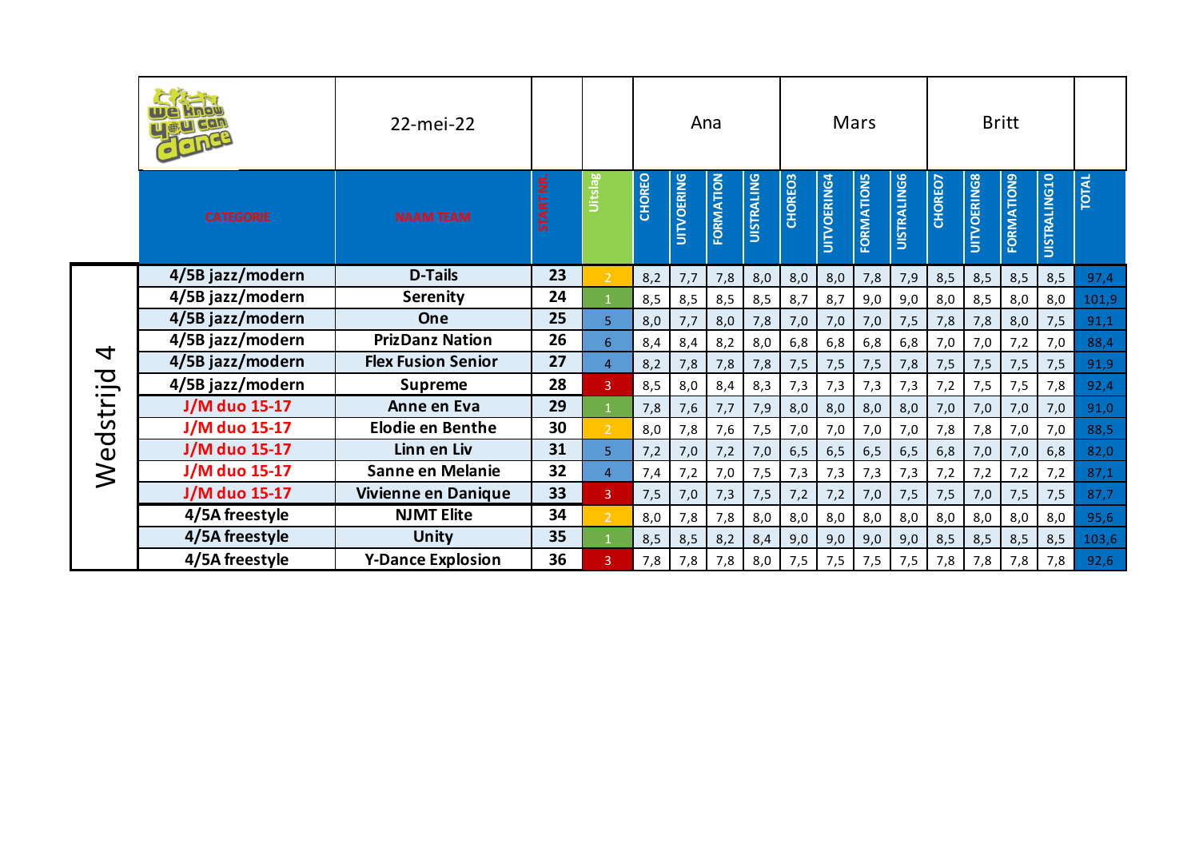| | 22-mei-22 | | | Ana | | | | Mars | | | | Britt | | | | |
|---|---|---|---|---|---|---|---|---|---|---|---|---|---|---|---|---|
| | CATEGORIE | NAAM TEAM | STARTNR. | Uitslag | CHOREO | UITVOERING | FORMATION | UISTRALING | CHOREO3 | UITVOERING4 | FORMATION5 | UISTRALING6 | CHOREO7 | UITVOERING8 | FORMATION9 | UISTRALING10 | TOTAL |
| Wedstrijd 4 | 4/5B jazz/modern | D-Tails | 23 | 2 | 8,2 | 7,7 | 7,8 | 8,0 | 8,0 | 8,0 | 7,8 | 7,9 | 8,5 | 8,5 | 8,5 | 8,5 | 97,4 |
| | 4/5B jazz/modern | Serenity | 24 | 1 | 8,5 | 8,5 | 8,5 | 8,5 | 8,7 | 8,7 | 9,0 | 9,0 | 8,0 | 8,5 | 8,0 | 8,0 | 101,9 |
| | 4/5B jazz/modern | One | 25 | 5 | 8,0 | 7,7 | 8,0 | 7,8 | 7,0 | 7,0 | 7,0 | 7,5 | 7,8 | 7,8 | 8,0 | 7,5 | 91,1 |
| | 4/5B jazz/modern | PrizDanz Nation | 26 | 6 | 8,4 | 8,4 | 8,2 | 8,0 | 6,8 | 6,8 | 6,8 | 6,8 | 7,0 | 7,0 | 7,2 | 7,0 | 88,4 |
| | 4/5B jazz/modern | Flex Fusion Senior | 27 | 4 | 8,2 | 7,8 | 7,8 | 7,8 | 7,5 | 7,5 | 7,5 | 7,8 | 7,5 | 7,5 | 7,5 | 7,5 | 91,9 |
| | 4/5B jazz/modern | Supreme | 28 | 3 | 8,5 | 8,0 | 8,4 | 8,3 | 7,3 | 7,3 | 7,3 | 7,3 | 7,2 | 7,5 | 7,5 | 7,8 | 92,4 |
| | J/M duo 15-17 | Anne en Eva | 29 | 1 | 7,8 | 7,6 | 7,7 | 7,9 | 8,0 | 8,0 | 8,0 | 8,0 | 7,0 | 7,0 | 7,0 | 7,0 | 91,0 |
| | J/M duo 15-17 | Elodie en Benthe | 30 | 2 | 8,0 | 7,8 | 7,6 | 7,5 | 7,0 | 7,0 | 7,0 | 7,0 | 7,8 | 7,8 | 7,0 | 7,0 | 88,5 |
| | J/M duo 15-17 | Linn en Liv | 31 | 5 | 7,2 | 7,0 | 7,2 | 7,0 | 6,5 | 6,5 | 6,5 | 6,5 | 6,8 | 7,0 | 7,0 | 6,8 | 82,0 |
| | J/M duo 15-17 | Sanne en Melanie | 32 | 4 | 7,4 | 7,2 | 7,0 | 7,5 | 7,3 | 7,3 | 7,3 | 7,3 | 7,2 | 7,2 | 7,2 | 7,2 | 87,1 |
| | J/M duo 15-17 | Vivienne en Danique | 33 | 3 | 7,5 | 7,0 | 7,3 | 7,5 | 7,2 | 7,2 | 7,0 | 7,5 | 7,5 | 7,0 | 7,5 | 7,5 | 87,7 |
| | 4/5A freestyle | NJMT Elite | 34 | 2 | 8,0 | 7,8 | 7,8 | 8,0 | 8,0 | 8,0 | 8,0 | 8,0 | 8,0 | 8,0 | 8,0 | 8,0 | 95,6 |
| | 4/5A freestyle | Unity | 35 | 1 | 8,5 | 8,5 | 8,2 | 8,4 | 9,0 | 9,0 | 9,0 | 9,0 | 8,5 | 8,5 | 8,5 | 8,5 | 103,6 |
| | 4/5A freestyle | Y-Dance Explosion | 36 | 3 | 7,8 | 7,8 | 7,8 | 8,0 | 7,5 | 7,5 | 7,5 | 7,5 | 7,8 | 7,8 | 7,8 | 7,8 | 92,6 |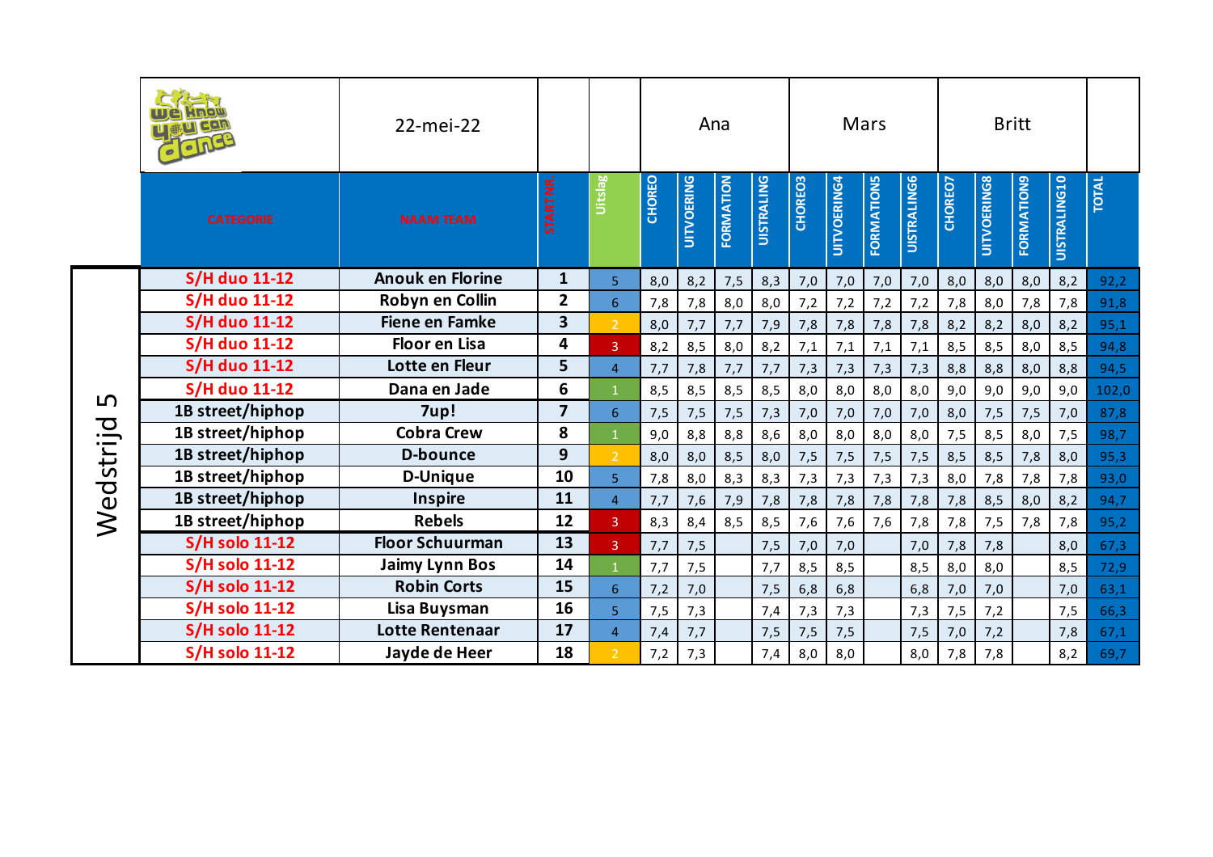| | 22-mei-22 | | | Ana | | | | Mars | | | | Britt | | | | |
|---|---|---|---|---|---|---|---|---|---|---|---|---|---|---|---|---|
| CATEGORIE | NAAM TEAM | STARTNR. | Uitslag | CHOREO | UITVOERING | FORMATION | UISTRALING | CHOREO3 | UITVOERING4 | FORMATION5 | UISTRALING6 | CHOREO7 | UITVOERING8 | FORMATION9 | UISTRALING10 | TOTAL |
| S/H duo 11-12 | Anouk en Florine | 1 | 5 | 8,0 | 8,2 | 7,5 | 8,3 | 7,0 | 7,0 | 7,0 | 7,0 | 8,0 | 8,0 | 8,0 | 8,2 | 92,2 |
| S/H duo 11-12 | Robyn en Collin | 2 | 6 | 7,8 | 7,8 | 8,0 | 8,0 | 7,2 | 7,2 | 7,2 | 7,2 | 7,8 | 8,0 | 7,8 | 7,8 | 91,8 |
| S/H duo 11-12 | Fiene en Famke | 3 | 2 | 8,0 | 7,7 | 7,7 | 7,9 | 7,8 | 7,8 | 7,8 | 7,8 | 8,2 | 8,2 | 8,0 | 8,2 | 95,1 |
| S/H duo 11-12 | Floor en Lisa | 4 | 3 | 8,2 | 8,5 | 8,0 | 8,2 | 7,1 | 7,1 | 7,1 | 7,1 | 8,5 | 8,5 | 8,0 | 8,5 | 94,8 |
| S/H duo 11-12 | Lotte en Fleur | 5 | 4 | 7,7 | 7,8 | 7,7 | 7,7 | 7,3 | 7,3 | 7,3 | 7,3 | 8,8 | 8,8 | 8,0 | 8,8 | 94,5 |
| S/H duo 11-12 | Dana en Jade | 6 | 1 | 8,5 | 8,5 | 8,5 | 8,5 | 8,0 | 8,0 | 8,0 | 8,0 | 9,0 | 9,0 | 9,0 | 9,0 | 102,0 |
| 1B street/hiphop | 7up! | 7 | 6 | 7,5 | 7,5 | 7,5 | 7,3 | 7,0 | 7,0 | 7,0 | 7,0 | 8,0 | 7,5 | 7,5 | 7,0 | 87,8 |
| 1B street/hiphop | Cobra Crew | 8 | 1 | 9,0 | 8,8 | 8,8 | 8,6 | 8,0 | 8,0 | 8,0 | 8,0 | 7,5 | 8,5 | 8,0 | 7,5 | 98,7 |
| 1B street/hiphop | D-bounce | 9 | 2 | 8,0 | 8,0 | 8,5 | 8,0 | 7,5 | 7,5 | 7,5 | 7,5 | 8,5 | 8,5 | 7,8 | 8,0 | 95,3 |
| 1B street/hiphop | D-Unique | 10 | 5 | 7,8 | 8,0 | 8,3 | 8,3 | 7,3 | 7,3 | 7,3 | 7,3 | 8,0 | 7,8 | 7,8 | 7,8 | 93,0 |
| 1B street/hiphop | Inspire | 11 | 4 | 7,7 | 7,6 | 7,9 | 7,8 | 7,8 | 7,8 | 7,8 | 7,8 | 7,8 | 8,5 | 8,0 | 8,2 | 94,7 |
| 1B street/hiphop | Rebels | 12 | 3 | 8,3 | 8,4 | 8,5 | 8,5 | 7,6 | 7,6 | 7,6 | 7,8 | 7,8 | 7,5 | 7,8 | 7,8 | 95,2 |
| S/H solo 11-12 | Floor Schuurman | 13 | 3 | 7,7 | 7,5 | | 7,5 | 7,0 | 7,0 | | 7,0 | 7,8 | 7,8 | | 8,0 | 67,3 |
| S/H solo 11-12 | Jaimy Lynn Bos | 14 | 1 | 7,7 | 7,5 | | 7,7 | 8,5 | 8,5 | | 8,5 | 8,0 | 8,0 | | 8,5 | 72,9 |
| S/H solo 11-12 | Robin Corts | 15 | 6 | 7,2 | 7,0 | | 7,5 | 6,8 | 6,8 | | 6,8 | 7,0 | 7,0 | | 7,0 | 63,1 |
| S/H solo 11-12 | Lisa Buysman | 16 | 5 | 7,5 | 7,3 | | 7,4 | 7,3 | 7,3 | | 7,3 | 7,5 | 7,2 | | 7,5 | 66,3 |
| S/H solo 11-12 | Lotte Rentenaar | 17 | 4 | 7,4 | 7,7 | | 7,5 | 7,5 | 7,5 | | 7,5 | 7,0 | 7,2 | | 7,8 | 67,1 |
| S/H solo 11-12 | Jayde de Heer | 18 | 2 | 7,2 | 7,3 | | 7,4 | 8,0 | 8,0 | | 8,0 | 7,8 | 7,8 | | 8,2 | 69,7 |

Wedstrijd 5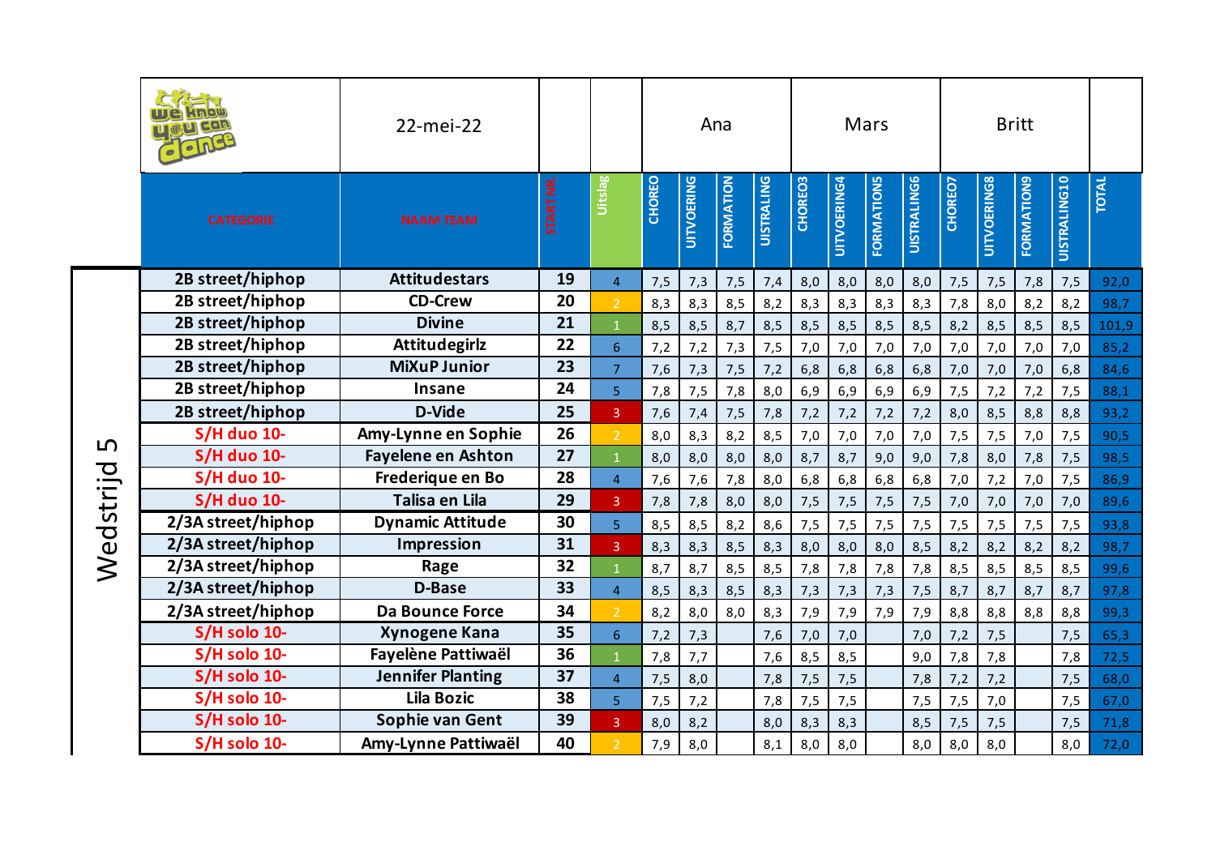| | 22-mei-22 | | | Ana | | | | Mars | | | | Britt | | | | |
|---|---|---|---|---|---|---|---|---|---|---|---|---|---|---|---|---|
| CATEGORIE | NAAM TEAM | STARTNR. | Uitslag | CHOREO | UITVOERING | FORMATION | UISTRALING | CHOREO3 | UITVOERING4 | FORMATION5 | UISTRALING6 | CHOREO7 | UITVOERING8 | FORMATION9 | UISTRALING10 | TOTAL |
| 2B street/hiphop | Attitudestars | 19 | 4 | 7,5 | 7,3 | 7,5 | 7,4 | 8,0 | 8,0 | 8,0 | 8,0 | 7,5 | 7,5 | 7,8 | 7,5 | 92,0 |
| 2B street/hiphop | CD-Crew | 20 | 2 | 8,3 | 8,3 | 8,5 | 8,2 | 8,3 | 8,3 | 8,3 | 8,3 | 7,8 | 8,0 | 8,2 | 8,2 | 98,7 |
| 2B street/hiphop | Divine | 21 | 1 | 8,5 | 8,5 | 8,7 | 8,5 | 8,5 | 8,5 | 8,5 | 8,5 | 8,2 | 8,5 | 8,5 | 8,5 | 101,9 |
| 2B street/hiphop | Attitudegirlz | 22 | 6 | 7,2 | 7,2 | 7,3 | 7,5 | 7,0 | 7,0 | 7,0 | 7,0 | 7,0 | 7,0 | 7,0 | 7,0 | 85,2 |
| 2B street/hiphop | MiXuP Junior | 23 | 7 | 7,6 | 7,3 | 7,5 | 7,2 | 6,8 | 6,8 | 6,8 | 6,8 | 7,0 | 7,0 | 7,0 | 6,8 | 84,6 |
| 2B street/hiphop | Insane | 24 | 5 | 7,8 | 7,5 | 7,8 | 8,0 | 6,9 | 6,9 | 6,9 | 6,9 | 7,5 | 7,2 | 7,2 | 7,5 | 88,1 |
| 2B street/hiphop | D-Vide | 25 | 3 | 7,6 | 7,4 | 7,5 | 7,8 | 7,2 | 7,2 | 7,2 | 7,2 | 8,0 | 8,5 | 8,8 | 8,8 | 93,2 |
| S/H duo 10- | Amy-Lynne en Sophie | 26 | 2 | 8,0 | 8,3 | 8,2 | 8,5 | 7,0 | 7,0 | 7,0 | 7,0 | 7,5 | 7,5 | 7,0 | 7,5 | 90,5 |
| S/H duo 10- | Fayelene en Ashton | 27 | 1 | 8,0 | 8,0 | 8,0 | 8,0 | 8,7 | 8,7 | 9,0 | 9,0 | 7,8 | 8,0 | 7,8 | 7,5 | 98,5 |
| S/H duo 10- | Frederique en Bo | 28 | 4 | 7,6 | 7,6 | 7,8 | 8,0 | 6,8 | 6,8 | 6,8 | 6,8 | 7,0 | 7,2 | 7,0 | 7,5 | 86,9 |
| S/H duo 10- | Talisa en Lila | 29 | 3 | 7,8 | 7,8 | 8,0 | 8,0 | 7,5 | 7,5 | 7,5 | 7,5 | 7,0 | 7,0 | 7,0 | 7,0 | 89,6 |
| 2/3A street/hiphop | Dynamic Attitude | 30 | 5 | 8,5 | 8,5 | 8,2 | 8,6 | 7,5 | 7,5 | 7,5 | 7,5 | 7,5 | 7,5 | 7,5 | 7,5 | 93,8 |
| 2/3A street/hiphop | Impression | 31 | 3 | 8,3 | 8,3 | 8,5 | 8,3 | 8,0 | 8,0 | 8,0 | 8,5 | 8,2 | 8,2 | 8,2 | 8,2 | 98,7 |
| 2/3A street/hiphop | Rage | 32 | 1 | 8,7 | 8,7 | 8,5 | 8,5 | 7,8 | 7,8 | 7,8 | 7,8 | 8,5 | 8,5 | 8,5 | 8,5 | 99,6 |
| 2/3A street/hiphop | D-Base | 33 | 4 | 8,5 | 8,3 | 8,5 | 8,3 | 7,3 | 7,3 | 7,3 | 7,5 | 8,7 | 8,7 | 8,7 | 8,7 | 97,8 |
| 2/3A street/hiphop | Da Bounce Force | 34 | 2 | 8,2 | 8,0 | 8,0 | 8,3 | 7,9 | 7,9 | 7,9 | 7,9 | 8,8 | 8,8 | 8,8 | 8,8 | 99,3 |
| S/H solo 10- | Xynogene Kana | 35 | 6 | 7,2 | 7,3 | | 7,6 | 7,0 | 7,0 | | 7,0 | 7,2 | 7,5 | | 7,5 | 65,3 |
| S/H solo 10- | Fayelène Pattiwaël | 36 | 1 | 7,8 | 7,7 | | 7,6 | 8,5 | 8,5 | | 9,0 | 7,8 | 7,8 | | 7,8 | 72,5 |
| S/H solo 10- | Jennifer Planting | 37 | 4 | 7,5 | 8,0 | | 7,8 | 7,5 | 7,5 | | 7,8 | 7,2 | 7,2 | | 7,5 | 68,0 |
| S/H solo 10- | Lila Bozic | 38 | 5 | 7,5 | 7,2 | | 7,8 | 7,5 | 7,5 | | 7,5 | 7,5 | 7,0 | | 7,5 | 67,0 |
| S/H solo 10- | Sophie van Gent | 39 | 3 | 8,0 | 8,2 | | 8,0 | 8,3 | 8,3 | | 8,5 | 7,5 | 7,5 | | 7,5 | 71,8 |
| S/H solo 10- | Amy-Lynne Pattiwaël | 40 | 2 | 7,9 | 8,0 | | 8,1 | 8,0 | 8,0 | | 8,0 | 8,0 | 8,0 | | 8,0 | 72,0 |

Wedstrijd 5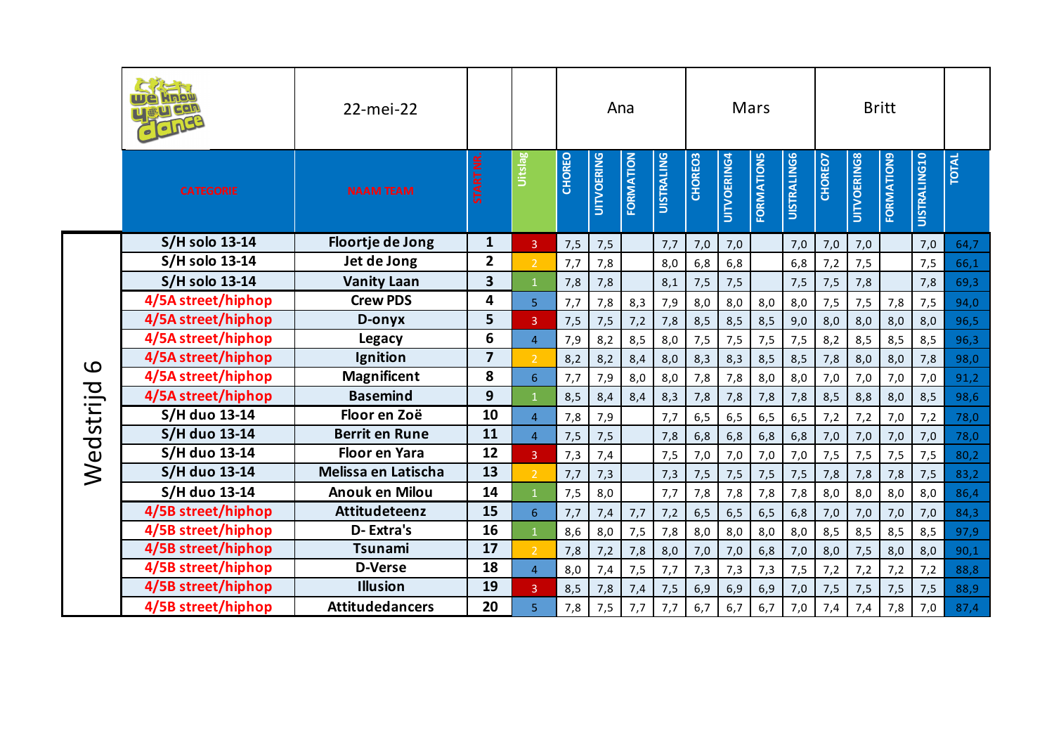| | 22-mei-22 | | | Ana | | | | Mars | | | | Britt | | | | |
|---|---|---|---|---|---|---|---|---|---|---|---|---|---|---|---|---|
| CATEGORIE | NAAM TEAM | STARTNR. | Uitslag | CHOREO | UITVOERING | FORMATION | UISTRALING | CHOREO3 | UITVOERING4 | FORMATION5 | UISTRALING6 | CHOREO7 | UITVOERING8 | FORMATION9 | UISTRALING10 | TOTAL |
| S/H solo 13-14 | Floortje de Jong | 1 | 3 | 7,5 | 7,5 | | 7,7 | 7,0 | 7,0 | | 7,0 | 7,0 | 7,0 | | 7,0 | 64,7 |
| S/H solo 13-14 | Jet de Jong | 2 | 2 | 7,7 | 7,8 | | 8,0 | 6,8 | 6,8 | | 6,8 | 7,2 | 7,5 | | 7,5 | 66,1 |
| S/H solo 13-14 | Vanity Laan | 3 | 1 | 7,8 | 7,8 | | 8,1 | 7,5 | 7,5 | | 7,5 | 7,5 | 7,8 | | 7,8 | 69,3 |
| 4/5A street/hiphop | Crew PDS | 4 | 5 | 7,7 | 7,8 | 8,3 | 7,9 | 8,0 | 8,0 | 8,0 | 8,0 | 7,5 | 7,5 | 7,8 | 7,5 | 94,0 |
| 4/5A street/hiphop | D-onyx | 5 | 3 | 7,5 | 7,5 | 7,2 | 7,8 | 8,5 | 8,5 | 8,5 | 9,0 | 8,0 | 8,0 | 8,0 | 8,0 | 96,5 |
| 4/5A street/hiphop | Legacy | 6 | 4 | 7,9 | 8,2 | 8,5 | 8,0 | 7,5 | 7,5 | 7,5 | 7,5 | 8,2 | 8,5 | 8,5 | 8,5 | 96,3 |
| 4/5A street/hiphop | Ignition | 7 | 2 | 8,2 | 8,2 | 8,4 | 8,0 | 8,3 | 8,3 | 8,5 | 8,5 | 7,8 | 8,0 | 8,0 | 7,8 | 98,0 |
| 4/5A street/hiphop | Magnificent | 8 | 6 | 7,7 | 7,9 | 8,0 | 8,0 | 7,8 | 7,8 | 8,0 | 8,0 | 7,0 | 7,0 | 7,0 | 7,0 | 91,2 |
| 4/5A street/hiphop | Basemind | 9 | 1 | 8,5 | 8,4 | 8,4 | 8,3 | 7,8 | 7,8 | 7,8 | 7,8 | 8,5 | 8,8 | 8,0 | 8,5 | 98,6 |
| S/H duo 13-14 | Floor en Zoë | 10 | 4 | 7,8 | 7,9 | | 7,7 | 6,5 | 6,5 | 6,5 | 6,5 | 7,2 | 7,2 | 7,0 | 7,2 | 78,0 |
| S/H duo 13-14 | Berrit en Rune | 11 | 4 | 7,5 | 7,5 | | 7,8 | 6,8 | 6,8 | 6,8 | 6,8 | 7,0 | 7,0 | 7,0 | 7,0 | 78,0 |
| S/H duo 13-14 | Floor en Yara | 12 | 3 | 7,3 | 7,4 | | 7,5 | 7,0 | 7,0 | 7,0 | 7,0 | 7,5 | 7,5 | 7,5 | 7,5 | 80,2 |
| S/H duo 13-14 | Melissa en Latischa | 13 | 2 | 7,7 | 7,3 | | 7,3 | 7,5 | 7,5 | 7,5 | 7,5 | 7,8 | 7,8 | 7,8 | 7,5 | 83,2 |
| S/H duo 13-14 | Anouk en Milou | 14 | 1 | 7,5 | 8,0 | | 7,7 | 7,8 | 7,8 | 7,8 | 7,8 | 8,0 | 8,0 | 8,0 | 8,0 | 86,4 |
| 4/5B street/hiphop | Attitudeteenz | 15 | 6 | 7,7 | 7,4 | 7,7 | 7,2 | 6,5 | 6,5 | 6,5 | 6,8 | 7,0 | 7,0 | 7,0 | 7,0 | 84,3 |
| 4/5B street/hiphop | D- Extra's | 16 | 1 | 8,6 | 8,0 | 7,5 | 7,8 | 8,0 | 8,0 | 8,0 | 8,0 | 8,5 | 8,5 | 8,5 | 8,5 | 97,9 |
| 4/5B street/hiphop | Tsunami | 17 | 2 | 7,8 | 7,2 | 7,8 | 8,0 | 7,0 | 7,0 | 6,8 | 7,0 | 8,0 | 7,5 | 8,0 | 8,0 | 90,1 |
| 4/5B street/hiphop | D-Verse | 18 | 4 | 8,0 | 7,4 | 7,5 | 7,7 | 7,3 | 7,3 | 7,3 | 7,5 | 7,2 | 7,2 | 7,2 | 7,2 | 88,8 |
| 4/5B street/hiphop | Illusion | 19 | 3 | 8,5 | 7,8 | 7,4 | 7,5 | 6,9 | 6,9 | 6,9 | 7,0 | 7,5 | 7,5 | 7,5 | 7,5 | 88,9 |
| 4/5B street/hiphop | Attitudedancers | 20 | 5 | 7,8 | 7,5 | 7,7 | 7,7 | 6,7 | 6,7 | 6,7 | 7,0 | 7,4 | 7,4 | 7,8 | 7,0 | 87,4 |

Wedstrijd 6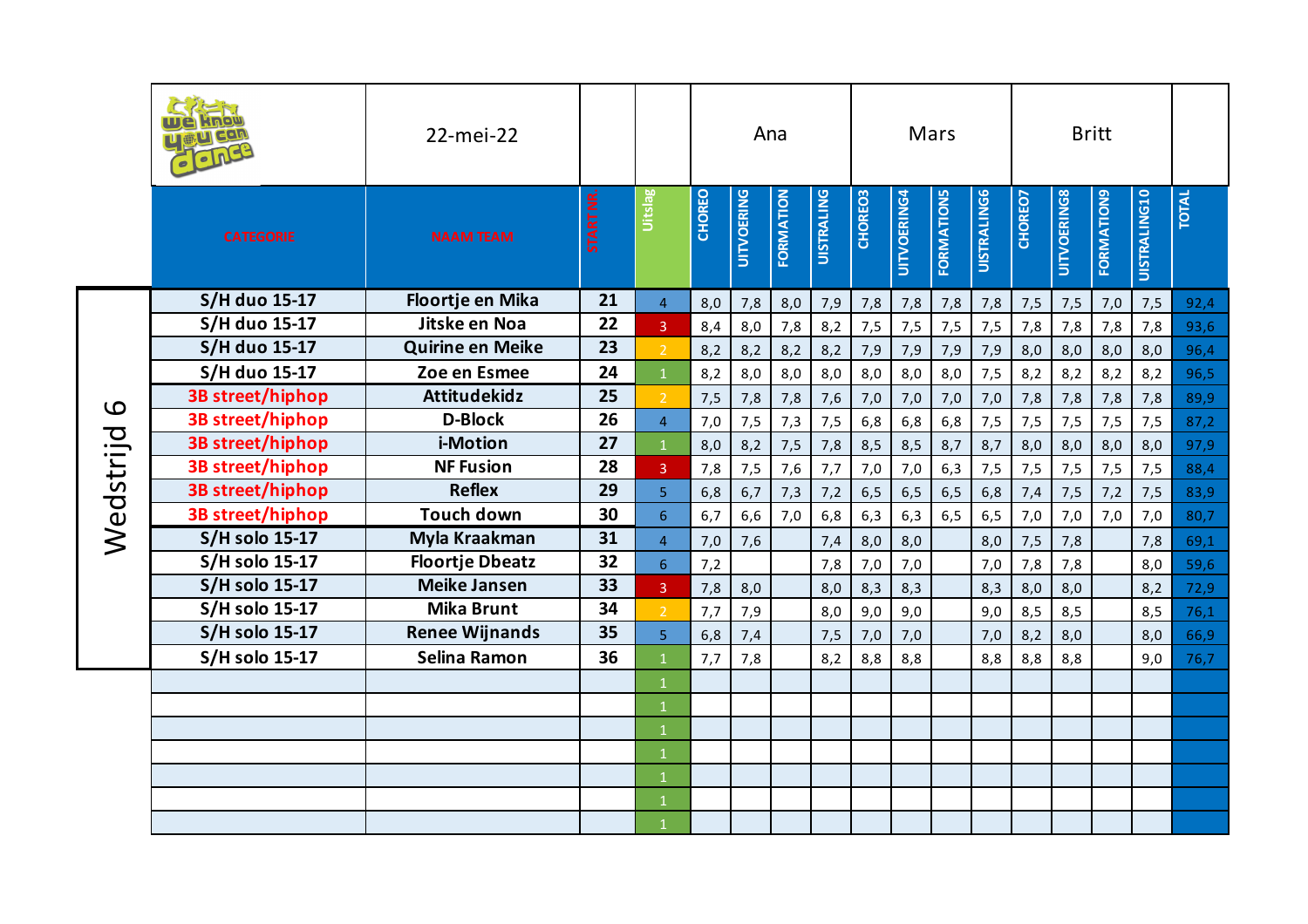**Wedstrijd 6**

| | 22-mei-22 | | | Ana | | | | Mars | | | | Britt | | | | |
|---|---|---|---|---|---|---|---|---|---|---|---|---|---|---|---|---|
| **CATEGORIE** | **NAAM TEAM** | **STARTNR.** | **Uitslag** | **CHOREO** | **UITVOERING** | **FORMATION** | **UISTRALING** | **CHOREO3** | **UITVOERING4** | **FORMATION5** | **UISTRALING6** | **CHOREO7** | **UITVOERING8** | **FORMATION9** | **UISTRALING10** | **TOTAL** |
| S/H duo 15-17 | Floortje en Mika | 21 | 4 | 8,0 | 7,8 | 8,0 | 7,9 | 7,8 | 7,8 | 7,8 | 7,8 | 7,5 | 7,5 | 7,0 | 7,5 | 92,4 |
| S/H duo 15-17 | Jitske en Noa | 22 | 3 | 8,4 | 8,0 | 7,8 | 8,2 | 7,5 | 7,5 | 7,5 | 7,5 | 7,8 | 7,8 | 7,8 | 7,8 | 93,6 |
| S/H duo 15-17 | Quirine en Meike | 23 | 2 | 8,2 | 8,2 | 8,2 | 8,2 | 7,9 | 7,9 | 7,9 | 7,9 | 8,0 | 8,0 | 8,0 | 8,0 | 96,4 |
| S/H duo 15-17 | Zoe en Esmee | 24 | 1 | 8,2 | 8,0 | 8,0 | 8,0 | 8,0 | 8,0 | 8,0 | 7,5 | 8,2 | 8,2 | 8,2 | 8,2 | 96,5 |
| 3B street/hiphop | Attitudekidz | 25 | 2 | 7,5 | 7,8 | 7,8 | 7,6 | 7,0 | 7,0 | 7,0 | 7,0 | 7,8 | 7,8 | 7,8 | 7,8 | 89,9 |
| 3B street/hiphop | D-Block | 26 | 4 | 7,0 | 7,5 | 7,3 | 7,5 | 6,8 | 6,8 | 6,8 | 7,5 | 7,5 | 7,5 | 7,5 | 7,5 | 87,2 |
| 3B street/hiphop | i-Motion | 27 | 1 | 8,0 | 8,2 | 7,5 | 7,8 | 8,5 | 8,5 | 8,7 | 8,7 | 8,0 | 8,0 | 8,0 | 8,0 | 97,9 |
| 3B street/hiphop | NF Fusion | 28 | 3 | 7,8 | 7,5 | 7,6 | 7,7 | 7,0 | 7,0 | 6,3 | 7,5 | 7,5 | 7,5 | 7,5 | 7,5 | 88,4 |
| 3B street/hiphop | Reflex | 29 | 5 | 6,8 | 6,7 | 7,3 | 7,2 | 6,5 | 6,5 | 6,5 | 6,8 | 7,4 | 7,5 | 7,2 | 7,5 | 83,9 |
| 3B street/hiphop | Touch down | 30 | 6 | 6,7 | 6,6 | 7,0 | 6,8 | 6,3 | 6,3 | 6,5 | 6,5 | 7,0 | 7,0 | 7,0 | 7,0 | 80,7 |
| S/H solo 15-17 | Myla Kraakman | 31 | 4 | 7,0 | 7,6 | | 7,4 | 8,0 | 8,0 | | 8,0 | 7,5 | 7,8 | | 7,8 | 69,1 |
| S/H solo 15-17 | Floortje Dbeatz | 32 | 6 | 7,2 | | | 7,8 | 7,0 | 7,0 | | 7,0 | 7,8 | 7,8 | | 8,0 | 59,6 |
| S/H solo 15-17 | Meike Jansen | 33 | 3 | 7,8 | 8,0 | | 8,0 | 8,3 | 8,3 | | 8,3 | 8,0 | 8,0 | | 8,2 | 72,9 |
| S/H solo 15-17 | Mika Brunt | 34 | 2 | 7,7 | 7,9 | | 8,0 | 9,0 | 9,0 | | 9,0 | 8,5 | 8,5 | | 8,5 | 76,1 |
| S/H solo 15-17 | Renee Wijnands | 35 | 5 | 6,8 | 7,4 | | 7,5 | 7,0 | 7,0 | | 7,0 | 8,2 | 8,0 | | 8,0 | 66,9 |
| S/H solo 15-17 | Selina Ramon | 36 | 1 | 7,7 | 7,8 | | 8,2 | 8,8 | 8,8 | | 8,8 | 8,8 | 8,8 | | 9,0 | 76,7 |
| | | | 1 | | | | | | | | | | | | | |
| | | | 1 | | | | | | | | | | | | | |
| | | | 1 | | | | | | | | | | | | | |
| | | | 1 | | | | | | | | | | | | | |
| | | | 1 | | | | | | | | | | | | | |
| | | | 1 | | | | | | | | | | | | | |
| | | | 1 | | | | | | | | | | | | | |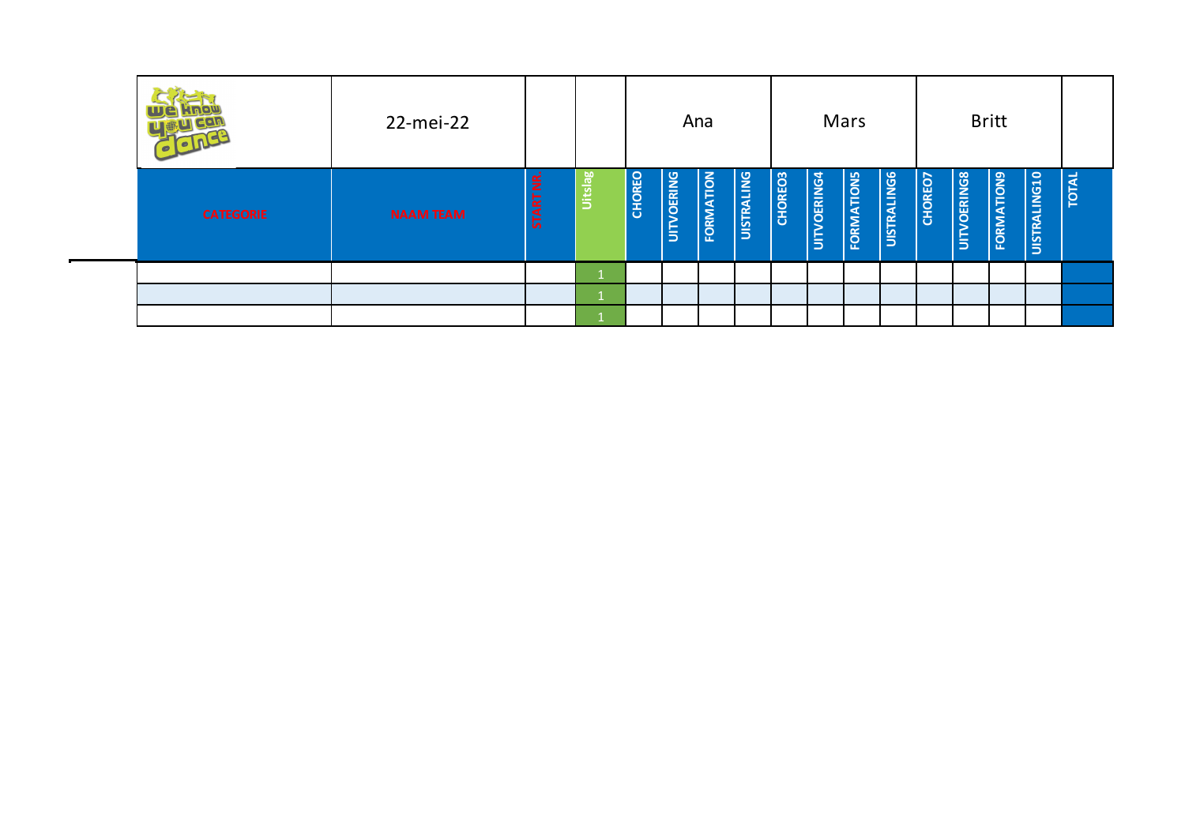| | 22-mei-22 | | | Ana | | | | Mars | | | | Britt | | | | |
|---|---|---|---|---|---|---|---|---|---|---|---|---|---|---|---|---|
| CATEGORIE | NAAM TEAM | START NR. | Uitslag | CHOREO | UITVOERING | FORMATION | UISTRALING | CHOREO3 | UITVOERING4 | FORMATION5 | UISTRALING6 | CHOREO7 | UITVOERING8 | FORMATION9 | UISTRALING10 | TOTAL |
| | | | 1 | | | | | | | | | | | | | |
| | | | 1 | | | | | | | | | | | | | |
| | | | 1 | | | | | | | | | | | | | |